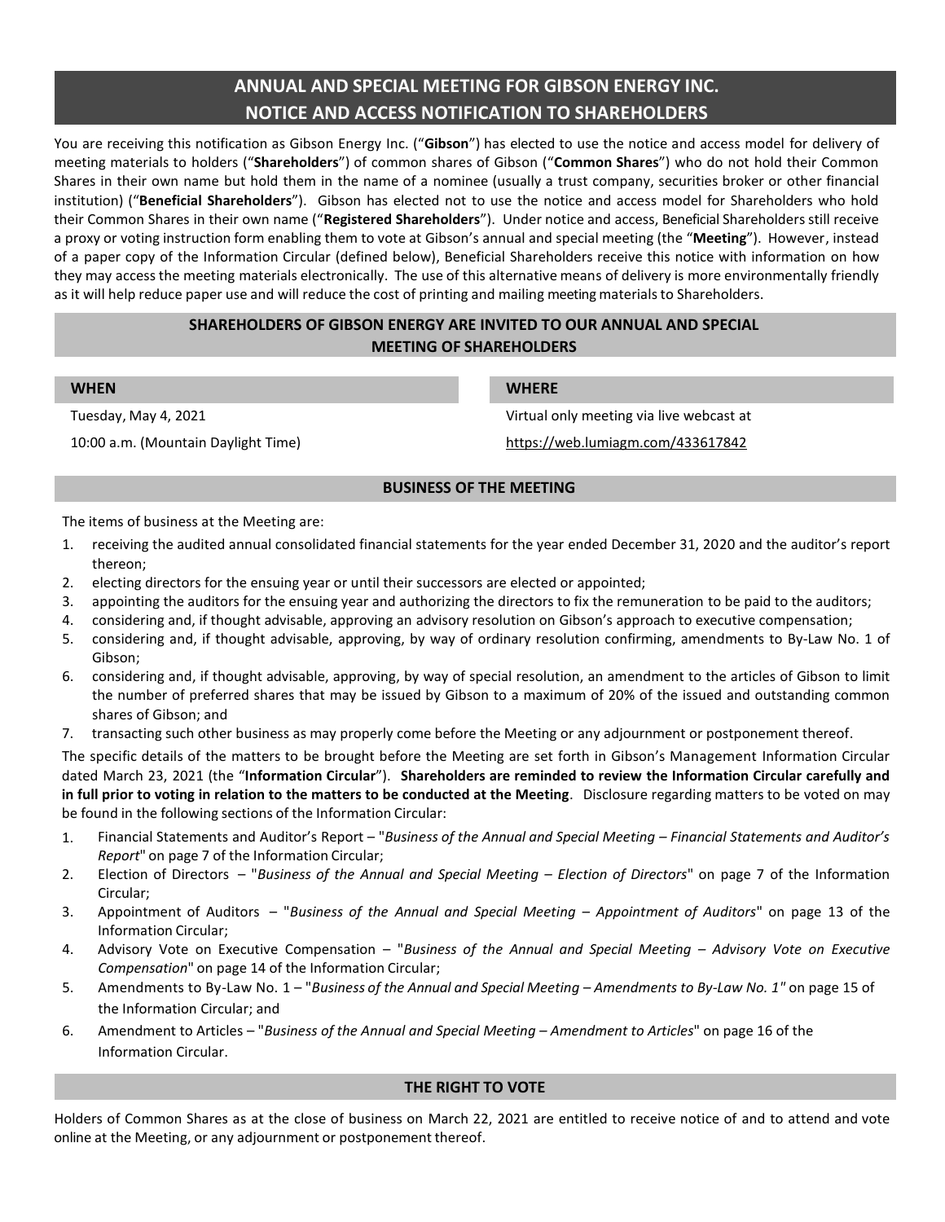# ANNUAL AND SPECIAL MEETING FOR GIBSON ENERGY INC.
# NOTICE AND ACCESS NOTIFICATION TO SHAREHOLDERS

You are receiving this notification as Gibson Energy Inc. ("**Gibson**") has elected to use the notice and access model for delivery of meeting materials to holders ("**Shareholders**") of common shares of Gibson ("**Common Shares**") who do not hold their Common Shares in their own name but hold them in the name of a nominee (usually a trust company, securities broker or other financial institution) ("**Beneficial Shareholders**"). Gibson has elected not to use the notice and access model for Shareholders who hold their Common Shares in their own name ("**Registered Shareholders**"). Under notice and access, Beneficial Shareholders still receive a proxy or voting instruction form enabling them to vote at Gibson's annual and special meeting (the "**Meeting**"). However, instead of a paper copy of the Information Circular (defined below), Beneficial Shareholders receive this notice with information on how they may access the meeting materials electronically. The use of this alternative means of delivery is more environmentally friendly as it will help reduce paper use and will reduce the cost of printing and mailing meeting materials to Shareholders.

## SHAREHOLDERS OF GIBSON ENERGY ARE INVITED TO OUR ANNUAL AND SPECIAL MEETING OF SHAREHOLDERS

### WHEN

Tuesday, May 4, 2021

10:00 a.m. (Mountain Daylight Time)

### WHERE

Virtual only meeting via live webcast at

https://web.lumiagm.com/433617842

## BUSINESS OF THE MEETING

The items of business at the Meeting are:

1. receiving the audited annual consolidated financial statements for the year ended December 31, 2020 and the auditor's report thereon;
2. electing directors for the ensuing year or until their successors are elected or appointed;
3. appointing the auditors for the ensuing year and authorizing the directors to fix the remuneration to be paid to the auditors;
4. considering and, if thought advisable, approving an advisory resolution on Gibson's approach to executive compensation;
5. considering and, if thought advisable, approving, by way of ordinary resolution confirming, amendments to By-Law No. 1 of Gibson;
6. considering and, if thought advisable, approving, by way of special resolution, an amendment to the articles of Gibson to limit the number of preferred shares that may be issued by Gibson to a maximum of 20% of the issued and outstanding common shares of Gibson; and
7. transacting such other business as may properly come before the Meeting or any adjournment or postponement thereof.

The specific details of the matters to be brought before the Meeting are set forth in Gibson's Management Information Circular dated March 23, 2021 (the "**Information Circular**"). **Shareholders are reminded to review the Information Circular carefully and in full prior to voting in relation to the matters to be conducted at the Meeting**. Disclosure regarding matters to be voted on may be found in the following sections of the Information Circular:

1. Financial Statements and Auditor's Report – "*Business of the Annual and Special Meeting – Financial Statements and Auditor's Report*" on page 7 of the Information Circular;
2. Election of Directors – "*Business of the Annual and Special Meeting – Election of Directors*" on page 7 of the Information Circular;
3. Appointment of Auditors – "*Business of the Annual and Special Meeting – Appointment of Auditors*" on page 13 of the Information Circular;
4. Advisory Vote on Executive Compensation – "*Business of the Annual and Special Meeting – Advisory Vote on Executive Compensation*" on page 14 of the Information Circular;
5. Amendments to By-Law No. 1 – "*Business of the Annual and Special Meeting – Amendments to By-Law No. 1*" on page 15 of the Information Circular; and
6. Amendment to Articles – "*Business of the Annual and Special Meeting – Amendment to Articles*" on page 16 of the Information Circular.

## THE RIGHT TO VOTE

Holders of Common Shares as at the close of business on March 22, 2021 are entitled to receive notice of and to attend and vote online at the Meeting, or any adjournment or postponement thereof.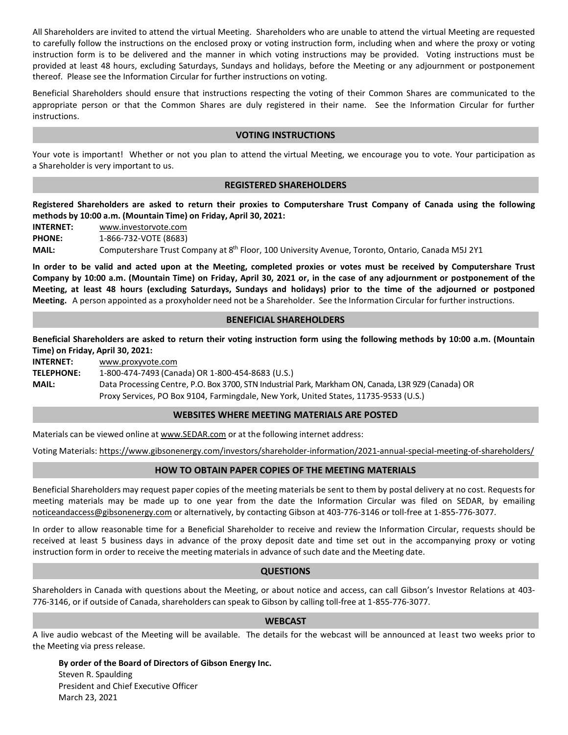All Shareholders are invited to attend the virtual Meeting. Shareholders who are unable to attend the virtual Meeting are requested to carefully follow the instructions on the enclosed proxy or voting instruction form, including when and where the proxy or voting instruction form is to be delivered and the manner in which voting instructions may be provided. Voting instructions must be provided at least 48 hours, excluding Saturdays, Sundays and holidays, before the Meeting or any adjournment or postponement thereof. Please see the Information Circular for further instructions on voting.

Beneficial Shareholders should ensure that instructions respecting the voting of their Common Shares are communicated to the appropriate person or that the Common Shares are duly registered in their name. See the Information Circular for further instructions.

## VOTING INSTRUCTIONS

Your vote is important! Whether or not you plan to attend the virtual Meeting, we encourage you to vote. Your participation as a Shareholder is very important to us.

## REGISTERED SHAREHOLDERS

**Registered Shareholders are asked to return their proxies to Computershare Trust Company of Canada using the following methods by 10:00 a.m. (Mountain Time) on Friday, April 30, 2021:**

**INTERNET:** www.investorvote.com
**PHONE:** 1-866-732-VOTE (8683)
**MAIL:** Computershare Trust Company at 8th Floor, 100 University Avenue, Toronto, Ontario, Canada M5J 2Y1

**In order to be valid and acted upon at the Meeting, completed proxies or votes must be received by Computershare Trust Company by 10:00 a.m. (Mountain Time) on Friday, April 30, 2021 or, in the case of any adjournment or postponement of the Meeting, at least 48 hours (excluding Saturdays, Sundays and holidays) prior to the time of the adjourned or postponed Meeting.** A person appointed as a proxyholder need not be a Shareholder. See the Information Circular for further instructions.

## BENEFICIAL SHAREHOLDERS

**Beneficial Shareholders are asked to return their voting instruction form using the following methods by 10:00 a.m. (Mountain Time) on Friday, April 30, 2021:**

**INTERNET:** www.proxyvote.com
**TELEPHONE:** 1-800-474-7493 (Canada) OR 1-800-454-8683 (U.S.)
**MAIL:** Data Processing Centre, P.O. Box 3700, STN Industrial Park, Markham ON, Canada, L3R 9Z9 (Canada) OR
Proxy Services, PO Box 9104, Farmingdale, New York, United States, 11735-9533 (U.S.)

## WEBSITES WHERE MEETING MATERIALS ARE POSTED

Materials can be viewed online at www.SEDAR.com or at the following internet address:

Voting Materials: https://www.gibsonenergy.com/investors/shareholder-information/2021-annual-special-meeting-of-shareholders/

## HOW TO OBTAIN PAPER COPIES OF THE MEETING MATERIALS

Beneficial Shareholders may request paper copies of the meeting materials be sent to them by postal delivery at no cost. Requests for meeting materials may be made up to one year from the date the Information Circular was filed on SEDAR, by emailing noticeandaccess@gibsonenergy.com or alternatively, by contacting Gibson at 403-776-3146 or toll-free at 1-855-776-3077.

In order to allow reasonable time for a Beneficial Shareholder to receive and review the Information Circular, requests should be received at least 5 business days in advance of the proxy deposit date and time set out in the accompanying proxy or voting instruction form in order to receive the meeting materials in advance of such date and the Meeting date.

## QUESTIONS

Shareholders in Canada with questions about the Meeting, or about notice and access, can call Gibson's Investor Relations at 403-776-3146, or if outside of Canada, shareholders can speak to Gibson by calling toll-free at 1-855-776-3077.

## WEBCAST

A live audio webcast of the Meeting will be available. The details for the webcast will be announced at least two weeks prior to the Meeting via press release.

**By order of the Board of Directors of Gibson Energy Inc.**
Steven R. Spaulding
President and Chief Executive Officer
March 23, 2021